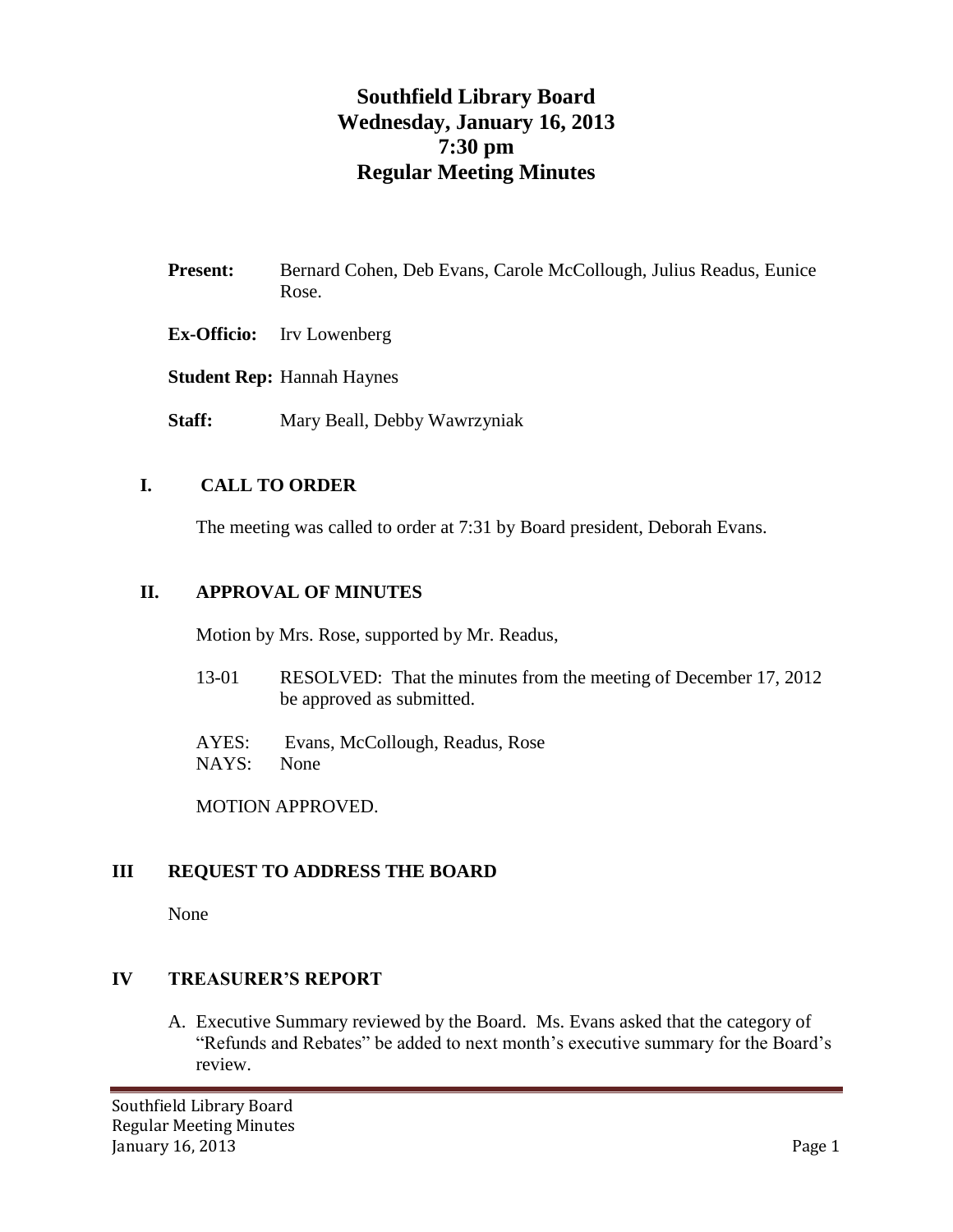# Southfield Library Board
# Wednesday, January 16, 2013
# 7:30 pm
# Regular Meeting Minutes

**Present:** Bernard Cohen, Deb Evans, Carole McCollough, Julius Readus, Eunice Rose.

**Ex-Officio:** Irv Lowenberg

**Student Rep:** Hannah Haynes

**Staff:** Mary Beall, Debby Wawrzyniak

## I. CALL TO ORDER

The meeting was called to order at 7:31 by Board president, Deborah Evans.

## II. APPROVAL OF MINUTES

Motion by Mrs. Rose, supported by Mr. Readus,

13-01 RESOLVED: That the minutes from the meeting of December 17, 2012 be approved as submitted.

AYES: Evans, McCollough, Readus, Rose
NAYS: None

MOTION APPROVED.

## III REQUEST TO ADDRESS THE BOARD

None

## IV TREASURER'S REPORT

A. Executive Summary reviewed by the Board. Ms. Evans asked that the category of "Refunds and Rebates" be added to next month's executive summary for the Board's review.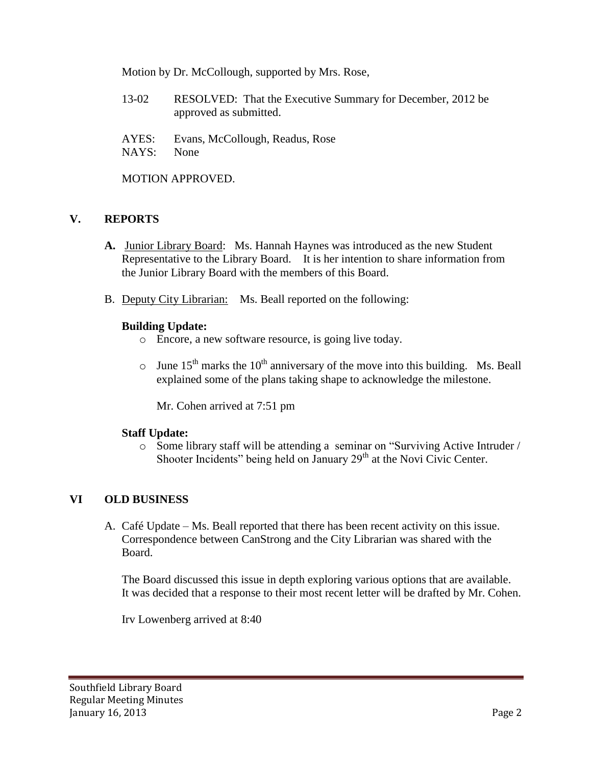Motion by Dr. McCollough, supported by Mrs. Rose,

13-02 RESOLVED: That the Executive Summary for December, 2012 be approved as submitted.

AYES: Evans, McCollough, Readus, Rose
NAYS: None

MOTION APPROVED.

## V. REPORTS

**A.** Junior Library Board: Ms. Hannah Haynes was introduced as the new Student Representative to the Library Board. It is her intention to share information from the Junior Library Board with the members of this Board.

B. Deputy City Librarian: Ms. Beall reported on the following:

**Building Update:**

- Encore, a new software resource, is going live today.
- June 15th marks the 10th anniversary of the move into this building. Ms. Beall explained some of the plans taking shape to acknowledge the milestone.

  Mr. Cohen arrived at 7:51 pm

**Staff Update:**

- Some library staff will be attending a seminar on "Surviving Active Intruder / Shooter Incidents" being held on January 29th at the Novi Civic Center.

## VI OLD BUSINESS

A. Café Update – Ms. Beall reported that there has been recent activity on this issue. Correspondence between CanStrong and the City Librarian was shared with the Board.

The Board discussed this issue in depth exploring various options that are available. It was decided that a response to their most recent letter will be drafted by Mr. Cohen.

Irv Lowenberg arrived at 8:40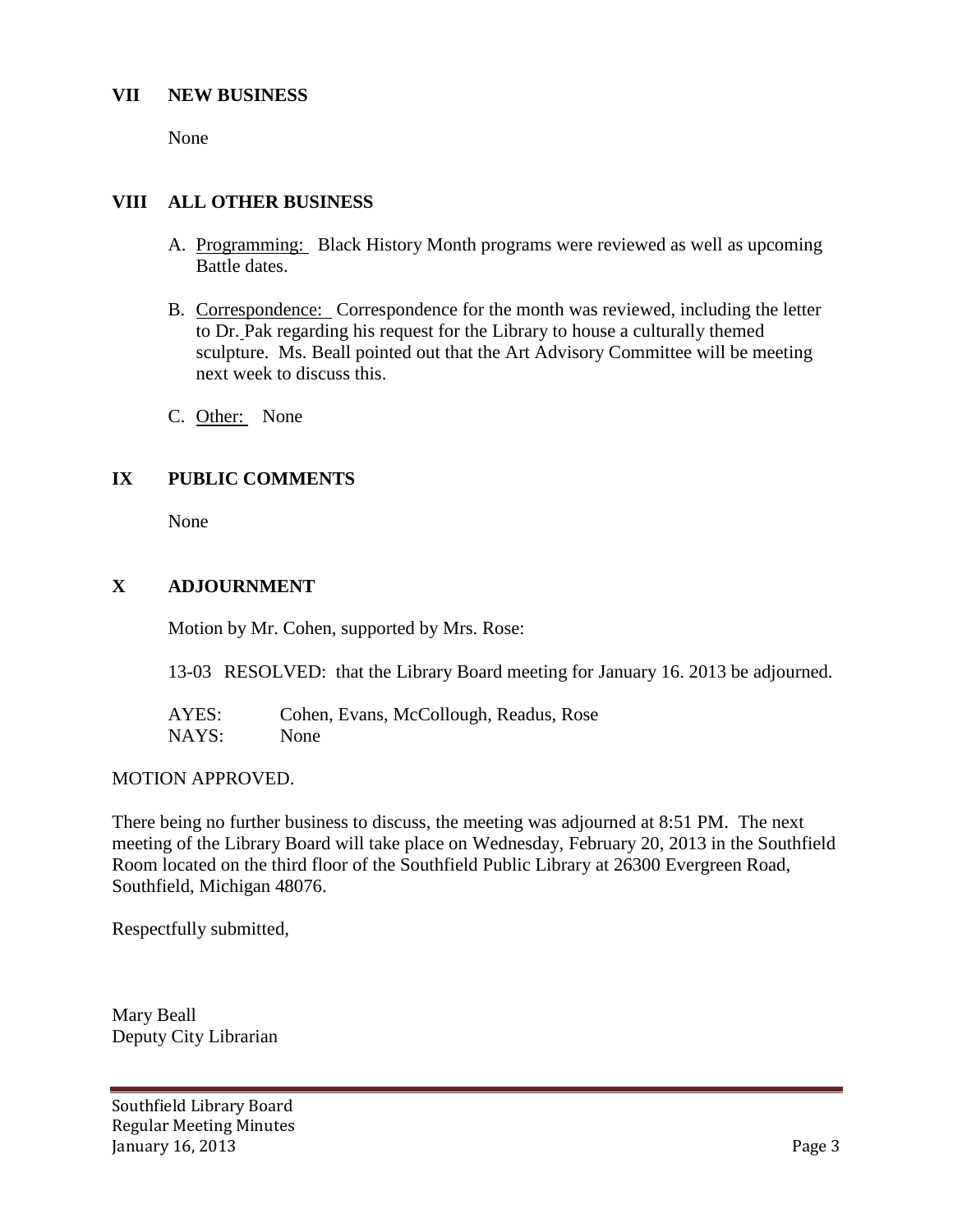## VII NEW BUSINESS

None

## VIII ALL OTHER BUSINESS

A. Programming: Black History Month programs were reviewed as well as upcoming Battle dates.

B. Correspondence: Correspondence for the month was reviewed, including the letter to Dr. Pak regarding his request for the Library to house a culturally themed sculpture. Ms. Beall pointed out that the Art Advisory Committee will be meeting next week to discuss this.

C. Other: None

## IX PUBLIC COMMENTS

None

## X ADJOURNMENT

Motion by Mr. Cohen, supported by Mrs. Rose:

13-03 RESOLVED: that the Library Board meeting for January 16. 2013 be adjourned.

AYES: Cohen, Evans, McCollough, Readus, Rose
NAYS: None

MOTION APPROVED.

There being no further business to discuss, the meeting was adjourned at 8:51 PM. The next meeting of the Library Board will take place on Wednesday, February 20, 2013 in the Southfield Room located on the third floor of the Southfield Public Library at 26300 Evergreen Road, Southfield, Michigan 48076.

Respectfully submitted,

Mary Beall
Deputy City Librarian